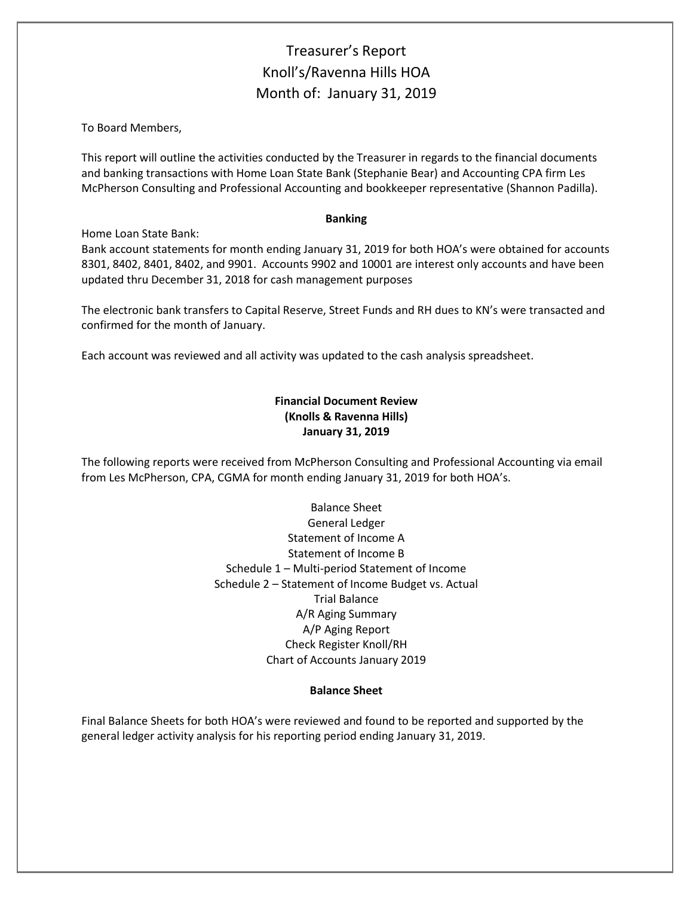# Treasurer's Report
# Knoll's/Ravenna Hills HOA
# Month of: January 31, 2019

To Board Members,

This report will outline the activities conducted by the Treasurer in regards to the financial documents and banking transactions with Home Loan State Bank (Stephanie Bear) and Accounting CPA firm Les McPherson Consulting and Professional Accounting and bookkeeper representative (Shannon Padilla).

**Banking**

Home Loan State Bank:
Bank account statements for month ending January 31, 2019 for both HOA's were obtained for accounts 8301, 8402, 8401, 8402, and 9901. Accounts 9902 and 10001 are interest only accounts and have been updated thru December 31, 2018 for cash management purposes

The electronic bank transfers to Capital Reserve, Street Funds and RH dues to KN's were transacted and confirmed for the month of January.

Each account was reviewed and all activity was updated to the cash analysis spreadsheet.

**Financial Document Review**
**(Knolls & Ravenna Hills)**
**January 31, 2019**

The following reports were received from McPherson Consulting and Professional Accounting via email from Les McPherson, CPA, CGMA for month ending January 31, 2019 for both HOA's.

Balance Sheet
General Ledger
Statement of Income A
Statement of Income B
Schedule 1 – Multi-period Statement of Income
Schedule 2 – Statement of Income Budget vs. Actual
Trial Balance
A/R Aging Summary
A/P Aging Report
Check Register Knoll/RH
Chart of Accounts January 2019

**Balance Sheet**

Final Balance Sheets for both HOA's were reviewed and found to be reported and supported by the general ledger activity analysis for his reporting period ending January 31, 2019.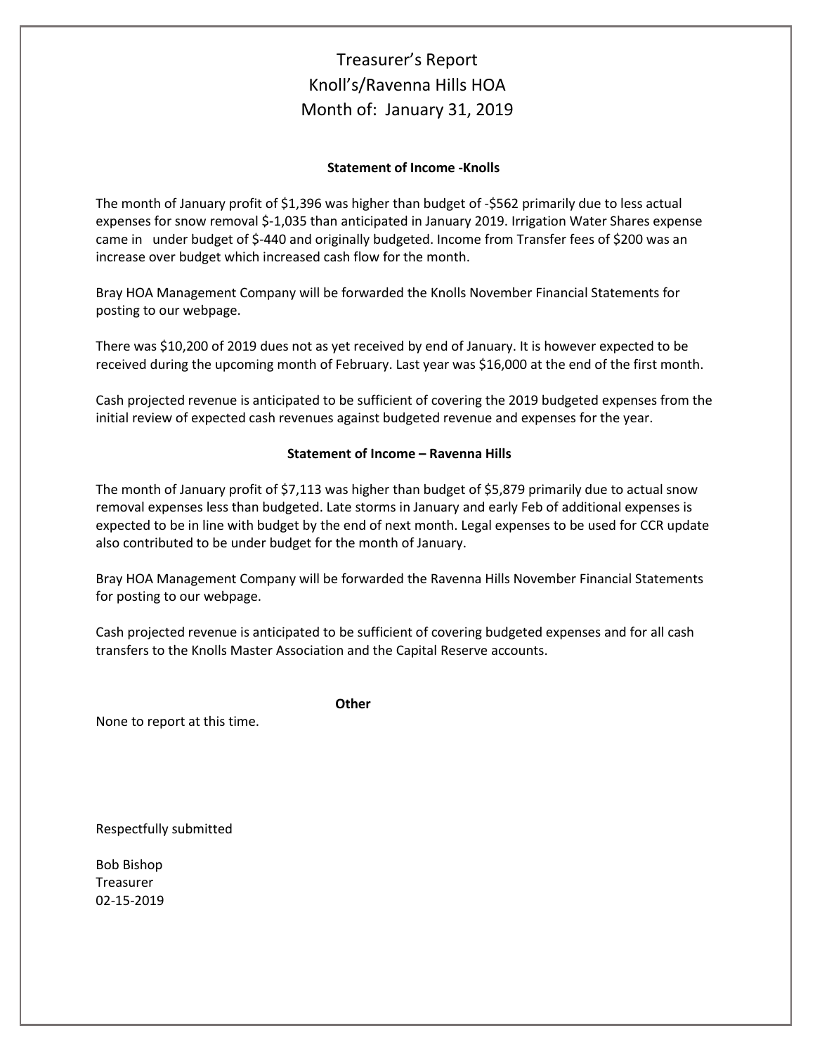# Treasurer's Report
# Knoll's/Ravenna Hills HOA
# Month of: January 31, 2019

### Statement of Income -Knolls

The month of January profit of $1,396 was higher than budget of -$562 primarily due to less actual expenses for snow removal $-1,035 than anticipated in January 2019. Irrigation Water Shares expense came in under budget of $-440 and originally budgeted. Income from Transfer fees of $200 was an increase over budget which increased cash flow for the month.

Bray HOA Management Company will be forwarded the Knolls November Financial Statements for posting to our webpage.

There was $10,200 of 2019 dues not as yet received by end of January. It is however expected to be received during the upcoming month of February. Last year was $16,000 at the end of the first month.

Cash projected revenue is anticipated to be sufficient of covering the 2019 budgeted expenses from the initial review of expected cash revenues against budgeted revenue and expenses for the year.

### Statement of Income – Ravenna Hills

The month of January profit of $7,113 was higher than budget of $5,879 primarily due to actual snow removal expenses less than budgeted. Late storms in January and early Feb of additional expenses is expected to be in line with budget by the end of next month. Legal expenses to be used for CCR update also contributed to be under budget for the month of January.

Bray HOA Management Company will be forwarded the Ravenna Hills November Financial Statements for posting to our webpage.

Cash projected revenue is anticipated to be sufficient of covering budgeted expenses and for all cash transfers to the Knolls Master Association and the Capital Reserve accounts.

### Other

None to report at this time.

Respectfully submitted

Bob Bishop
Treasurer
02-15-2019